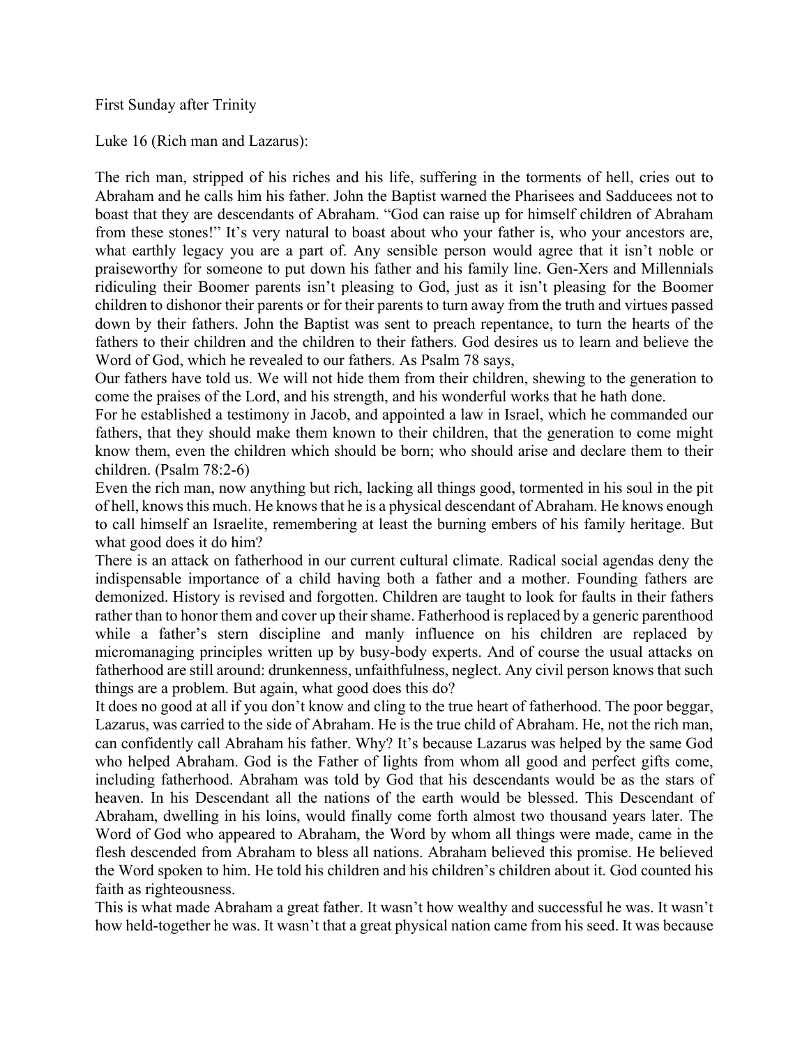First Sunday after Trinity

Luke 16 (Rich man and Lazarus):

The rich man, stripped of his riches and his life, suffering in the torments of hell, cries out to Abraham and he calls him his father. John the Baptist warned the Pharisees and Sadducees not to boast that they are descendants of Abraham. "God can raise up for himself children of Abraham from these stones!" It's very natural to boast about who your father is, who your ancestors are, what earthly legacy you are a part of. Any sensible person would agree that it isn't noble or praiseworthy for someone to put down his father and his family line. Gen-Xers and Millennials ridiculing their Boomer parents isn't pleasing to God, just as it isn't pleasing for the Boomer children to dishonor their parents or for their parents to turn away from the truth and virtues passed down by their fathers. John the Baptist was sent to preach repentance, to turn the hearts of the fathers to their children and the children to their fathers. God desires us to learn and believe the Word of God, which he revealed to our fathers. As Psalm 78 says,

Our fathers have told us. We will not hide them from their children, shewing to the generation to come the praises of the Lord, and his strength, and his wonderful works that he hath done.

For he established a testimony in Jacob, and appointed a law in Israel, which he commanded our fathers, that they should make them known to their children, that the generation to come might know them, even the children which should be born; who should arise and declare them to their children. (Psalm 78:2-6)

Even the rich man, now anything but rich, lacking all things good, tormented in his soul in the pit of hell, knows this much. He knows that he is a physical descendant of Abraham. He knows enough to call himself an Israelite, remembering at least the burning embers of his family heritage. But what good does it do him?

There is an attack on fatherhood in our current cultural climate. Radical social agendas deny the indispensable importance of a child having both a father and a mother. Founding fathers are demonized. History is revised and forgotten. Children are taught to look for faults in their fathers rather than to honor them and cover up their shame. Fatherhood is replaced by a generic parenthood while a father's stern discipline and manly influence on his children are replaced by micromanaging principles written up by busy-body experts. And of course the usual attacks on fatherhood are still around: drunkenness, unfaithfulness, neglect. Any civil person knows that such things are a problem. But again, what good does this do?

It does no good at all if you don't know and cling to the true heart of fatherhood. The poor beggar, Lazarus, was carried to the side of Abraham. He is the true child of Abraham. He, not the rich man, can confidently call Abraham his father. Why? It's because Lazarus was helped by the same God who helped Abraham. God is the Father of lights from whom all good and perfect gifts come, including fatherhood. Abraham was told by God that his descendants would be as the stars of heaven. In his Descendant all the nations of the earth would be blessed. This Descendant of Abraham, dwelling in his loins, would finally come forth almost two thousand years later. The Word of God who appeared to Abraham, the Word by whom all things were made, came in the flesh descended from Abraham to bless all nations. Abraham believed this promise. He believed the Word spoken to him. He told his children and his children's children about it. God counted his faith as righteousness.

This is what made Abraham a great father. It wasn't how wealthy and successful he was. It wasn't how held-together he was. It wasn't that a great physical nation came from his seed. It was because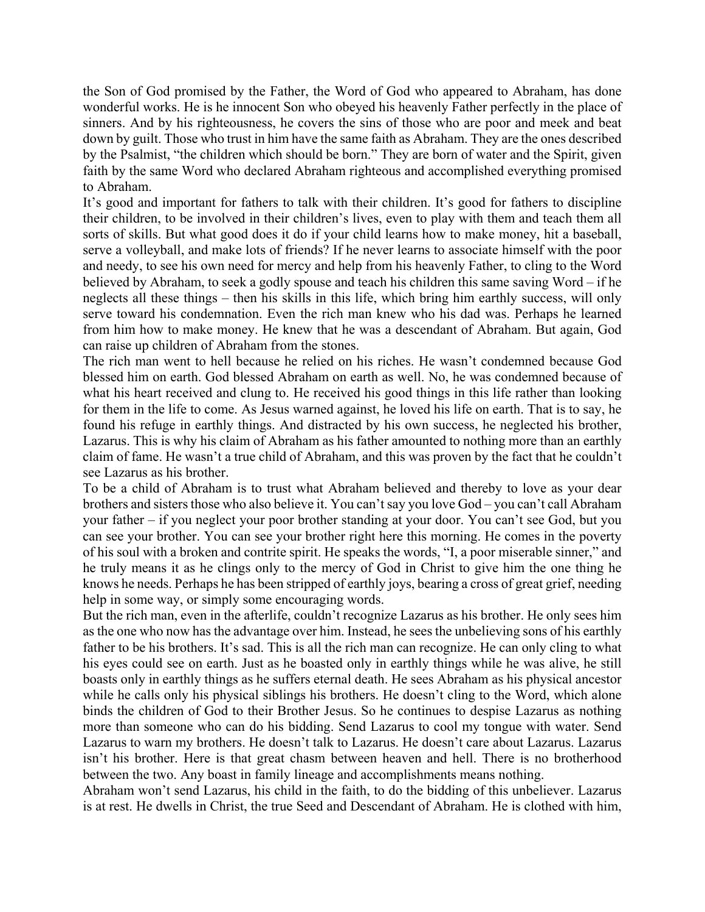the Son of God promised by the Father, the Word of God who appeared to Abraham, has done wonderful works. He is he innocent Son who obeyed his heavenly Father perfectly in the place of sinners. And by his righteousness, he covers the sins of those who are poor and meek and beat down by guilt. Those who trust in him have the same faith as Abraham. They are the ones described by the Psalmist, "the children which should be born." They are born of water and the Spirit, given faith by the same Word who declared Abraham righteous and accomplished everything promised to Abraham.

It's good and important for fathers to talk with their children. It's good for fathers to discipline their children, to be involved in their children's lives, even to play with them and teach them all sorts of skills. But what good does it do if your child learns how to make money, hit a baseball, serve a volleyball, and make lots of friends? If he never learns to associate himself with the poor and needy, to see his own need for mercy and help from his heavenly Father, to cling to the Word believed by Abraham, to seek a godly spouse and teach his children this same saving Word – if he neglects all these things – then his skills in this life, which bring him earthly success, will only serve toward his condemnation. Even the rich man knew who his dad was. Perhaps he learned from him how to make money. He knew that he was a descendant of Abraham. But again, God can raise up children of Abraham from the stones.

The rich man went to hell because he relied on his riches. He wasn't condemned because God blessed him on earth. God blessed Abraham on earth as well. No, he was condemned because of what his heart received and clung to. He received his good things in this life rather than looking for them in the life to come. As Jesus warned against, he loved his life on earth. That is to say, he found his refuge in earthly things. And distracted by his own success, he neglected his brother, Lazarus. This is why his claim of Abraham as his father amounted to nothing more than an earthly claim of fame. He wasn't a true child of Abraham, and this was proven by the fact that he couldn't see Lazarus as his brother.

To be a child of Abraham is to trust what Abraham believed and thereby to love as your dear brothers and sisters those who also believe it. You can't say you love God – you can't call Abraham your father – if you neglect your poor brother standing at your door. You can't see God, but you can see your brother. You can see your brother right here this morning. He comes in the poverty of his soul with a broken and contrite spirit. He speaks the words, "I, a poor miserable sinner," and he truly means it as he clings only to the mercy of God in Christ to give him the one thing he knows he needs. Perhaps he has been stripped of earthly joys, bearing a cross of great grief, needing help in some way, or simply some encouraging words.

But the rich man, even in the afterlife, couldn't recognize Lazarus as his brother. He only sees him as the one who now has the advantage over him. Instead, he sees the unbelieving sons of his earthly father to be his brothers. It's sad. This is all the rich man can recognize. He can only cling to what his eyes could see on earth. Just as he boasted only in earthly things while he was alive, he still boasts only in earthly things as he suffers eternal death. He sees Abraham as his physical ancestor while he calls only his physical siblings his brothers. He doesn't cling to the Word, which alone binds the children of God to their Brother Jesus. So he continues to despise Lazarus as nothing more than someone who can do his bidding. Send Lazarus to cool my tongue with water. Send Lazarus to warn my brothers. He doesn't talk to Lazarus. He doesn't care about Lazarus. Lazarus isn't his brother. Here is that great chasm between heaven and hell. There is no brotherhood between the two. Any boast in family lineage and accomplishments means nothing.

Abraham won't send Lazarus, his child in the faith, to do the bidding of this unbeliever. Lazarus is at rest. He dwells in Christ, the true Seed and Descendant of Abraham. He is clothed with him,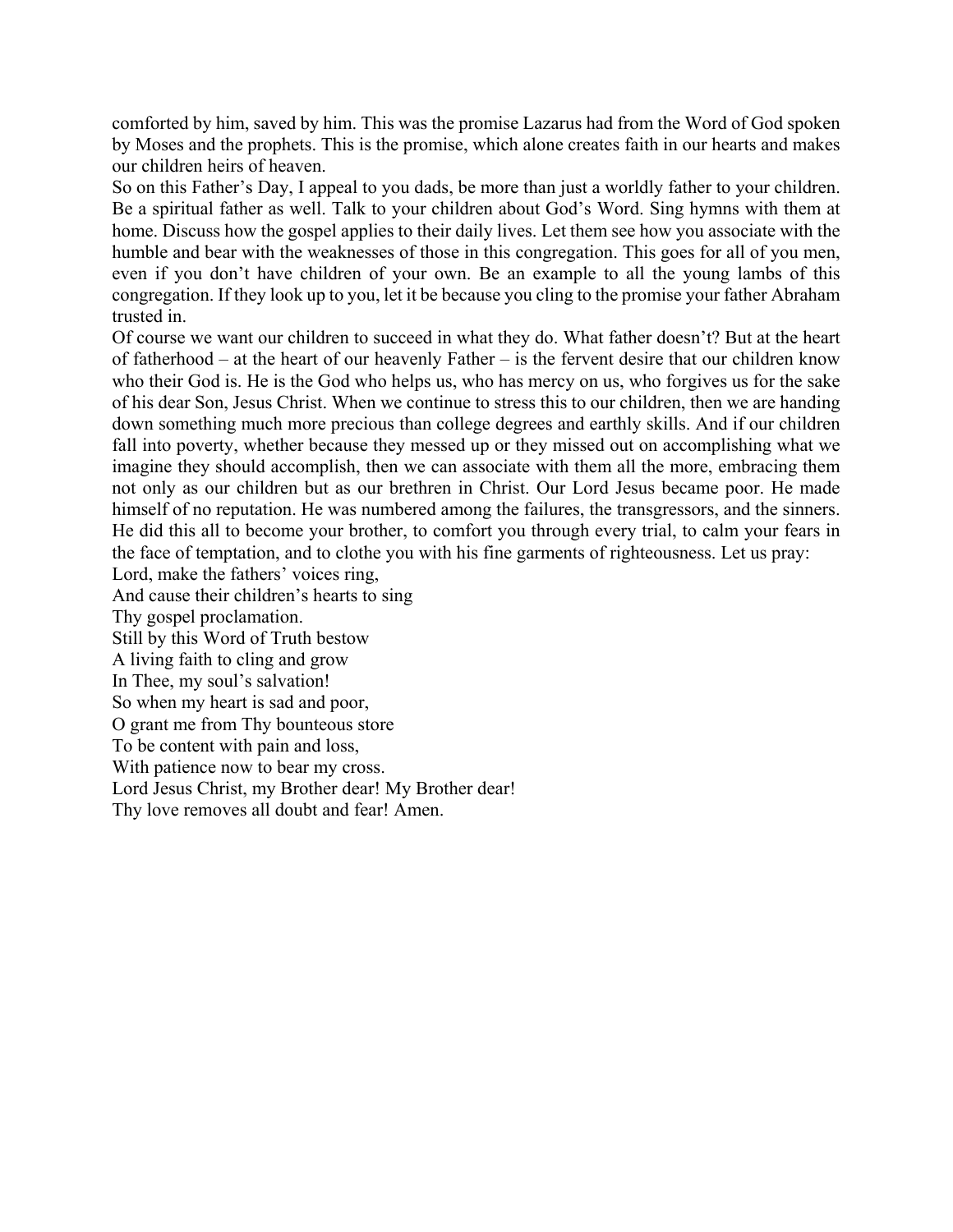comforted by him, saved by him. This was the promise Lazarus had from the Word of God spoken by Moses and the prophets. This is the promise, which alone creates faith in our hearts and makes our children heirs of heaven.

So on this Father's Day, I appeal to you dads, be more than just a worldly father to your children. Be a spiritual father as well. Talk to your children about God's Word. Sing hymns with them at home. Discuss how the gospel applies to their daily lives. Let them see how you associate with the humble and bear with the weaknesses of those in this congregation. This goes for all of you men, even if you don't have children of your own. Be an example to all the young lambs of this congregation. If they look up to you, let it be because you cling to the promise your father Abraham trusted in.

Of course we want our children to succeed in what they do. What father doesn't? But at the heart of fatherhood – at the heart of our heavenly Father – is the fervent desire that our children know who their God is. He is the God who helps us, who has mercy on us, who forgives us for the sake of his dear Son, Jesus Christ. When we continue to stress this to our children, then we are handing down something much more precious than college degrees and earthly skills. And if our children fall into poverty, whether because they messed up or they missed out on accomplishing what we imagine they should accomplish, then we can associate with them all the more, embracing them not only as our children but as our brethren in Christ. Our Lord Jesus became poor. He made himself of no reputation. He was numbered among the failures, the transgressors, and the sinners. He did this all to become your brother, to comfort you through every trial, to calm your fears in the face of temptation, and to clothe you with his fine garments of righteousness. Let us pray:

Lord, make the fathers' voices ring,  
And cause their children's hearts to sing  
Thy gospel proclamation.  
Still by this Word of Truth bestow  
A living faith to cling and grow  
In Thee, my soul's salvation!  
So when my heart is sad and poor,  
O grant me from Thy bounteous store  
To be content with pain and loss,  
With patience now to bear my cross.  
Lord Jesus Christ, my Brother dear! My Brother dear!  
Thy love removes all doubt and fear! Amen.